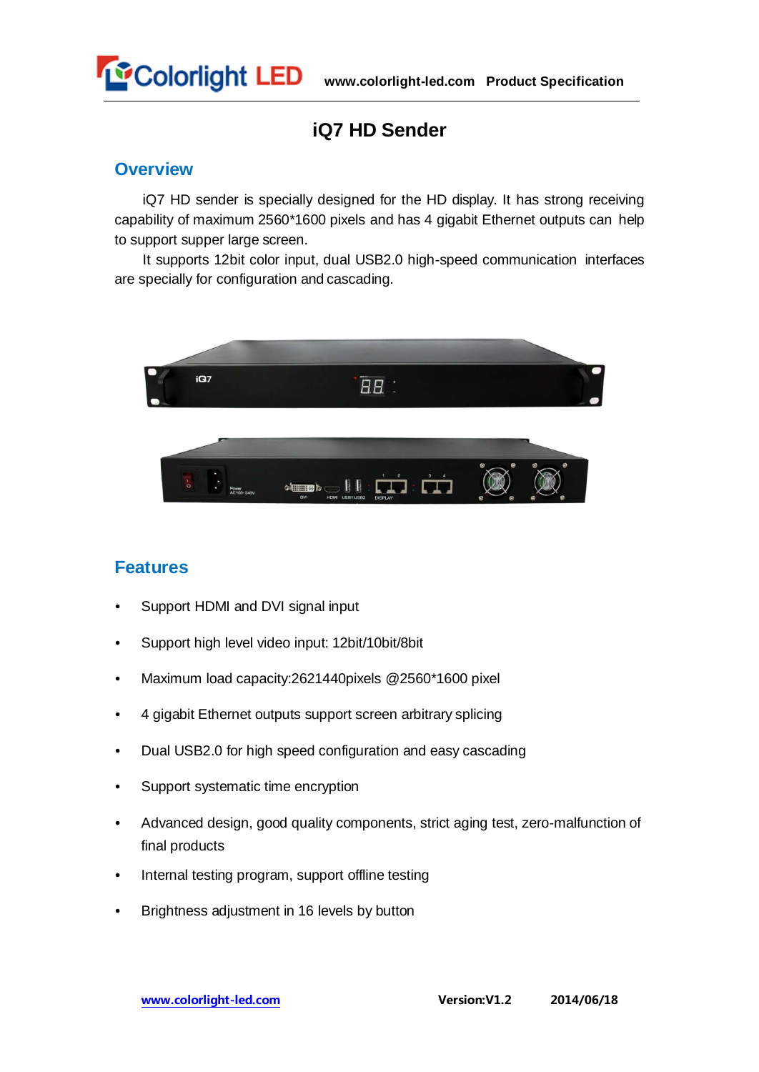# iQ7 HD Sender

## Overview

iQ7 HD sender is specially designed for the HD display. It has strong receiving capability of maximum 2560*1600 pixels and has 4 gigabit Ethernet outputs can help to support supper large screen.

It supports 12bit color input, dual USB2.0 high-speed communication interfaces are specially for configuration and cascading.

## Features

- Support HDMI and DVI signal input
- Support high level video input: 12bit/10bit/8bit
- Maximum load capacity:2621440pixels @2560*1600 pixel
- 4 gigabit Ethernet outputs support screen arbitrary splicing
- Dual USB2.0 for high speed configuration and easy cascading
- Support systematic time encryption
- Advanced design, good quality components, strict aging test, zero-malfunction of final products
- Internal testing program, support offline testing
- Brightness adjustment in 16 levels by button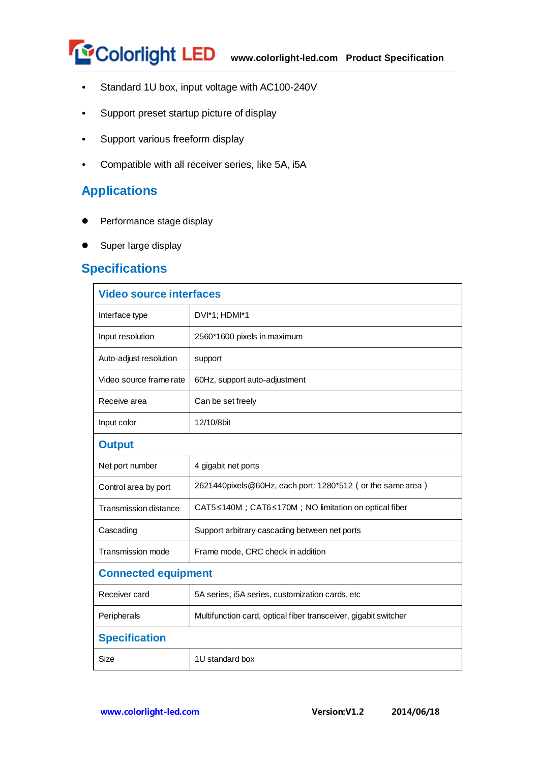- Standard 1U box, input voltage with AC100-240V
- Support preset startup picture of display
- Support various freeform display
- Compatible with all receiver series, like 5A, i5A

## Applications

- Performance stage display
- Super large display

## Specifications

| Video source interfaces | |
|---|---|
| Interface type | DVI*1; HDMI*1 |
| Input resolution | 2560*1600 pixels in maximum |
| Auto-adjust resolution | support |
| Video source frame rate | 60Hz, support auto-adjustment |
| Receive area | Can be set freely |
| Input color | 12/10/8bit |
| **Output** | |
| Net port number | 4 gigabit net ports |
| Control area by port | 2621440pixels@60Hz, each port: 1280*512（or the same area） |
| Transmission distance | CAT5≤140M；CAT6≤170M；NO limitation on optical fiber |
| Cascading | Support arbitrary cascading between net ports |
| Transmission mode | Frame mode, CRC check in addition |
| **Connected equipment** | |
| Receiver card | 5A series, i5A series, customization cards, etc |
| Peripherals | Multifunction card, optical fiber transceiver, gigabit switcher |
| **Specification** | |
| Size | 1U standard box |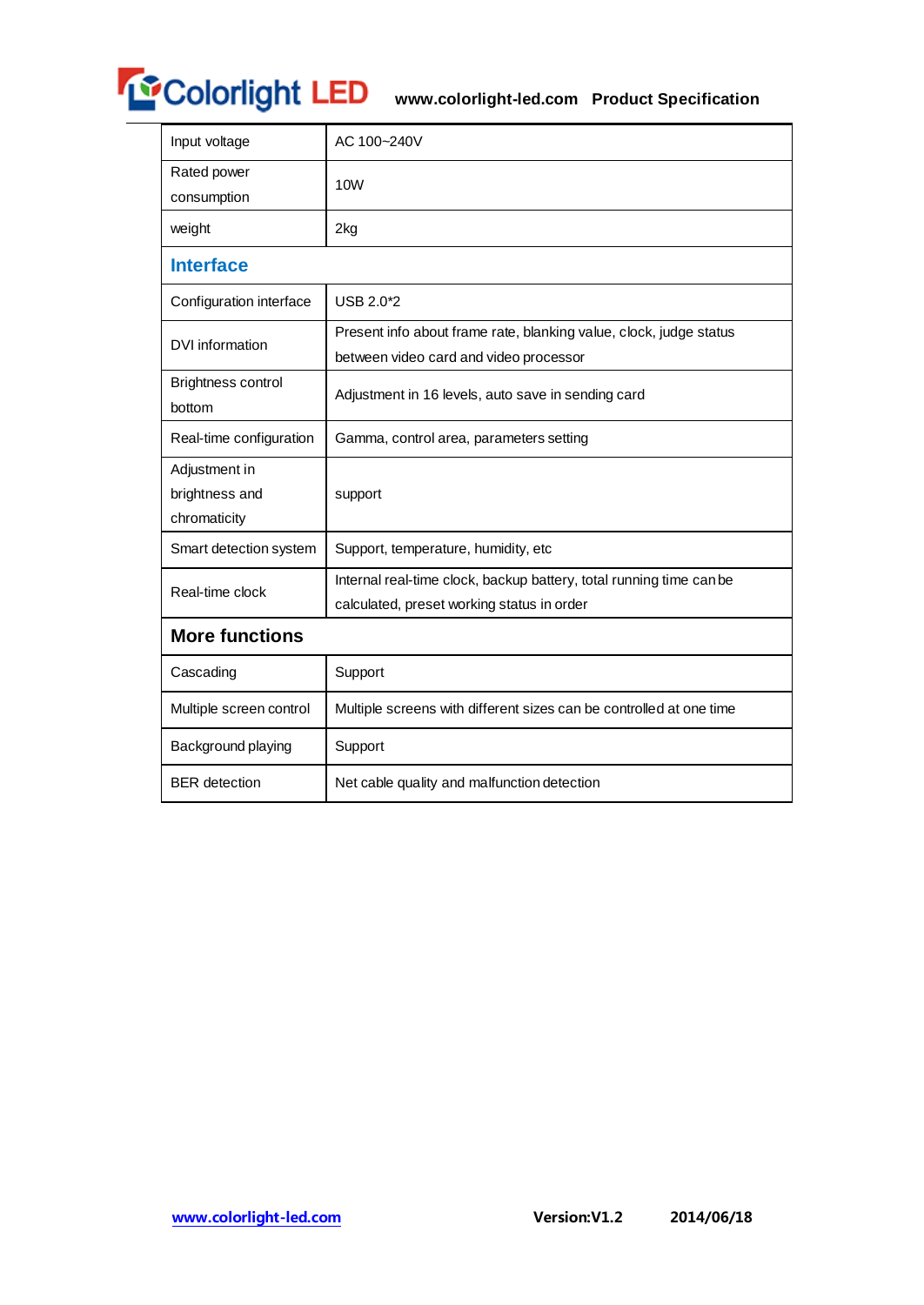| | |
|---|---|
| Input voltage | AC 100~240V |
| Rated power consumption | 10W |
| weight | 2kg |
| **Interface** | |
| Configuration interface | USB 2.0*2 |
| DVI information | Present info about frame rate, blanking value, clock, judge status between video card and video processor |
| Brightness control bottom | Adjustment in 16 levels, auto save in sending card |
| Real-time configuration | Gamma, control area, parameters setting |
| Adjustment in brightness and chromaticity | support |
| Smart detection system | Support, temperature, humidity, etc |
| Real-time clock | Internal real-time clock, backup battery, total running time can be calculated, preset working status in order |
| **More functions** | |
| Cascading | Support |
| Multiple screen control | Multiple screens with different sizes can be controlled at one time |
| Background playing | Support |
| BER detection | Net cable quality and malfunction detection |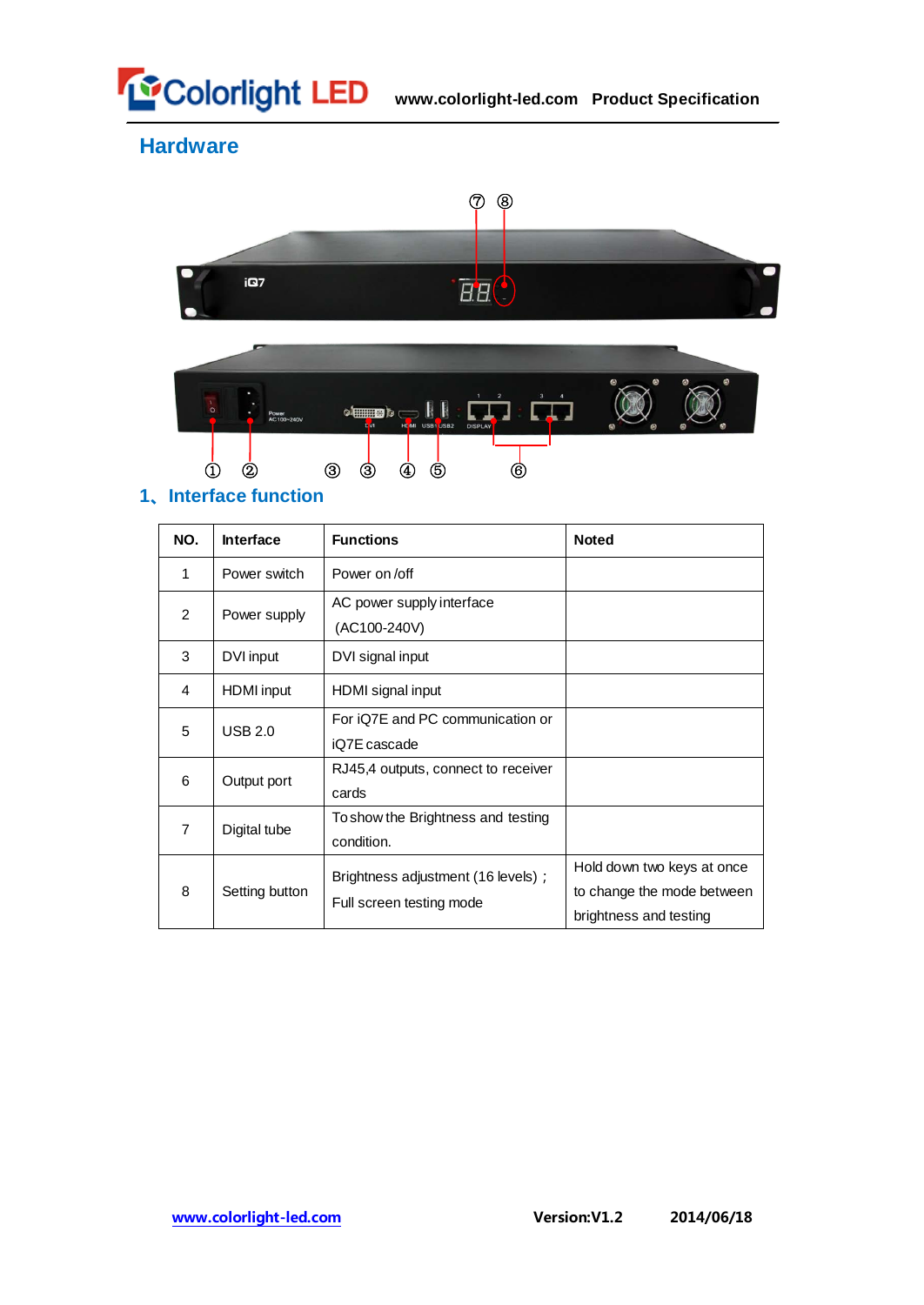## Hardware

## 1、Interface function

| NO. | Interface | Functions | Noted |
|---|---|---|---|
| 1 | Power switch | Power on /off | |
| 2 | Power supply | AC power supply interface (AC100-240V) | |
| 3 | DVI input | DVI signal input | |
| 4 | HDMI input | HDMI signal input | |
| 5 | USB 2.0 | For iQ7E and PC communication or iQ7E cascade | |
| 6 | Output port | RJ45,4 outputs, connect to receiver cards | |
| 7 | Digital tube | To show the Brightness and testing condition. | |
| 8 | Setting button | Brightness adjustment (16 levels)； Full screen testing mode | Hold down two keys at once to change the mode between brightness and testing |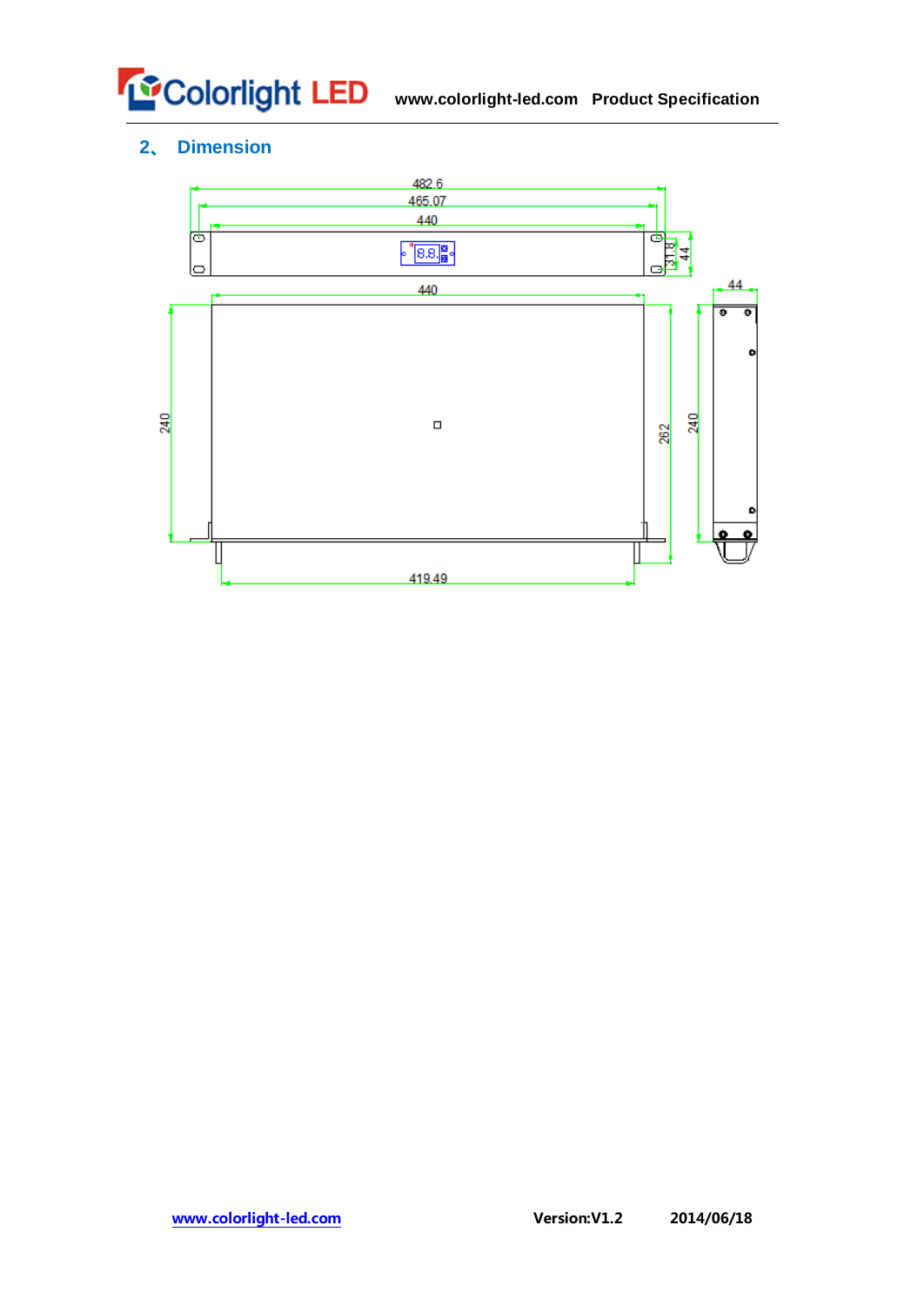## 2、 Dimension

482.6
465.07
440
31.8
44
440
44
240
262
240
419.49